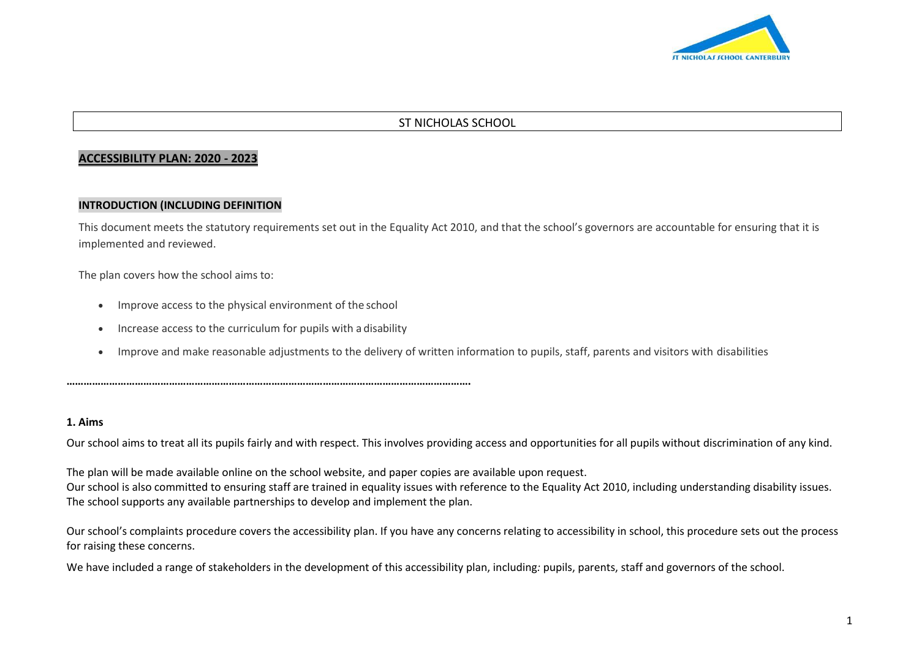# ST NICHOLAS SCHOOL

## ACCESSIBILITY PLAN: 2020 - 2023

### INTRODUCTION (INCLUDING DEFINITION

This document meets the statutory requirements set out in the Equality Act 2010, and that the school's governors are accountable for ensuring that it is implemented and reviewed.

The plan covers how the school aims to:

- Improve access to the physical environment of the school
- Increase access to the curriculum for pupils with a disability
- Improve and make reasonable adjustments to the delivery of written information to pupils, staff, parents and visitors with disabilities

……………………………………………………………………………………………………………………

### 1. Aims

Our school aims to treat all its pupils fairly and with respect. This involves providing access and opportunities for all pupils without discrimination of any kind.

The plan will be made available online on the school website, and paper copies are available upon request.
Our school is also committed to ensuring staff are trained in equality issues with reference to the Equality Act 2010, including understanding disability issues.
The school supports any available partnerships to develop and implement the plan.

Our school's complaints procedure covers the accessibility plan. If you have any concerns relating to accessibility in school, this procedure sets out the process for raising these concerns.

We have included a range of stakeholders in the development of this accessibility plan, including: pupils, parents, staff and governors of the school.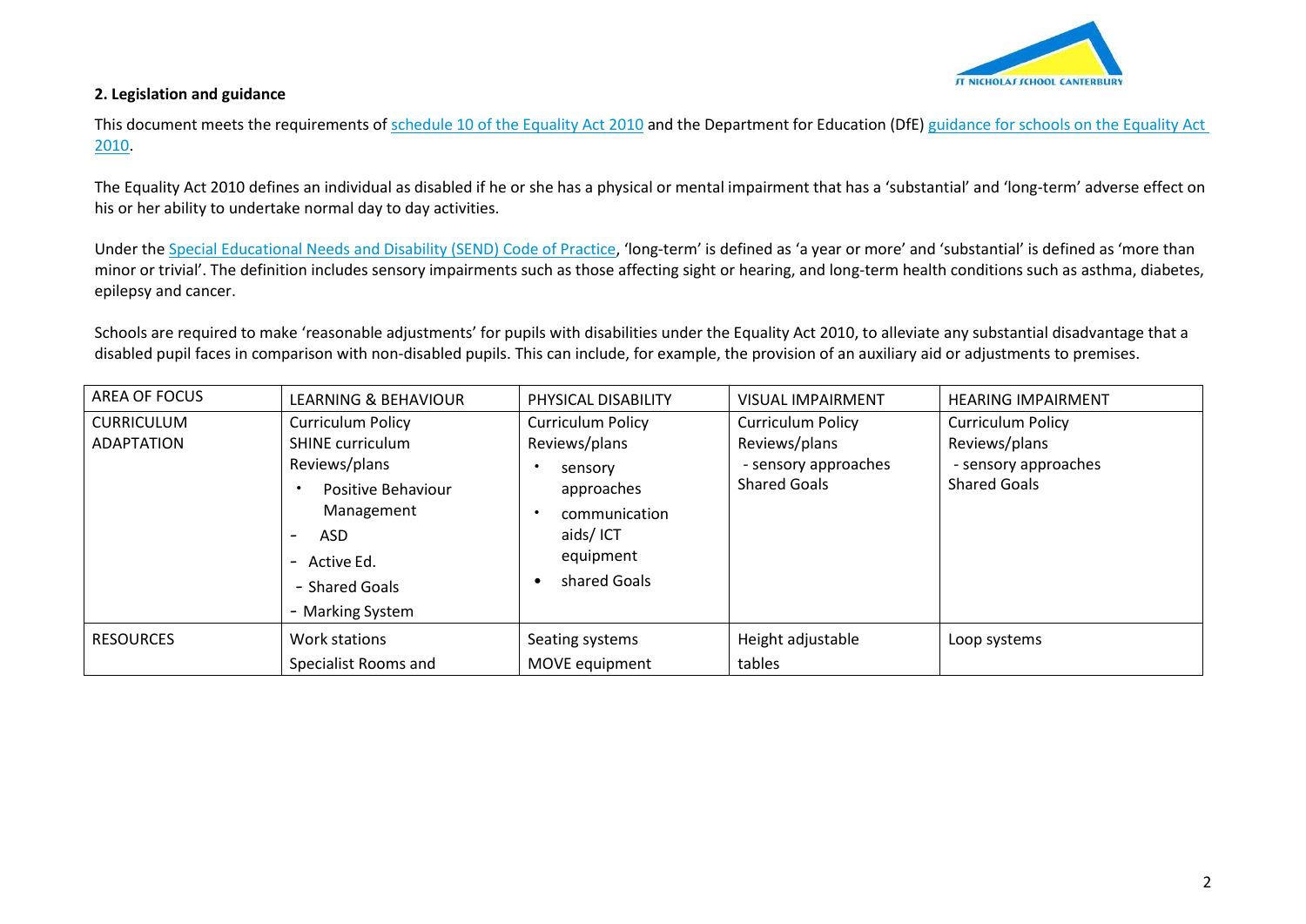**2. Legislation and guidance**

This document meets the requirements of [schedule 10 of the Equality Act 2010](#) and the Department for Education (DfE) [guidance for schools on the Equality Act 2010](#).

The Equality Act 2010 defines an individual as disabled if he or she has a physical or mental impairment that has a 'substantial' and 'long-term' adverse effect on his or her ability to undertake normal day to day activities.

Under the [Special Educational Needs and Disability (SEND) Code of Practice](#), 'long-term' is defined as 'a year or more' and 'substantial' is defined as 'more than minor or trivial'. The definition includes sensory impairments such as those affecting sight or hearing, and long-term health conditions such as asthma, diabetes, epilepsy and cancer.

Schools are required to make 'reasonable adjustments' for pupils with disabilities under the Equality Act 2010, to alleviate any substantial disadvantage that a disabled pupil faces in comparison with non-disabled pupils. This can include, for example, the provision of an auxiliary aid or adjustments to premises.

| AREA OF FOCUS | LEARNING & BEHAVIOUR | PHYSICAL DISABILITY | VISUAL IMPAIRMENT | HEARING IMPAIRMENT |
|---|---|---|---|---|
| CURRICULUM ADAPTATION | Curriculum Policy<br>SHINE curriculum<br>Reviews/plans<br>• Positive Behaviour Management<br>- ASD<br>- Active Ed.<br>- Shared Goals<br>- Marking System | Curriculum Policy<br>Reviews/plans<br>• sensory approaches<br>• communication aids/ ICT equipment<br>• shared Goals | Curriculum Policy<br>Reviews/plans<br>- sensory approaches<br>Shared Goals | Curriculum Policy<br>Reviews/plans<br>- sensory approaches<br>Shared Goals |
| RESOURCES | Work stations<br>Specialist Rooms and | Seating systems<br>MOVE equipment | Height adjustable tables | Loop systems |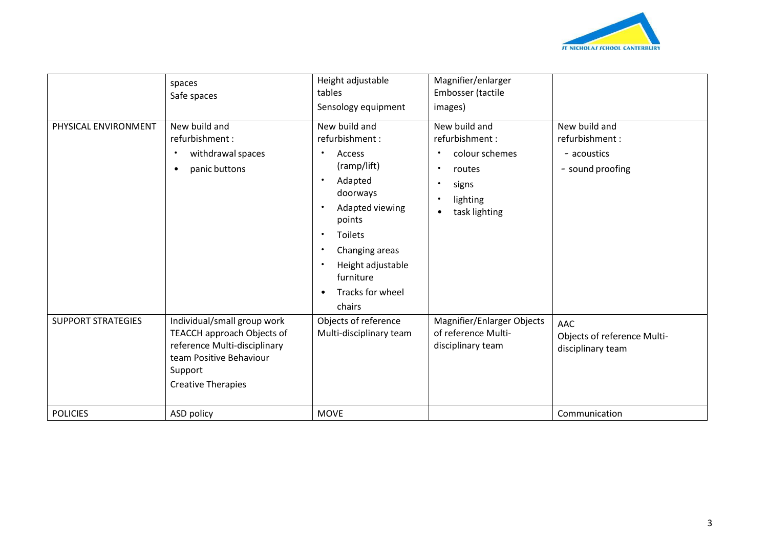| | | | | |
|---|---|---|---|---|
| | spaces<br>Safe spaces | Height adjustable tables<br>Sensology equipment | Magnifier/enlarger<br>Embosser (tactile images) | |
| PHYSICAL ENVIRONMENT | New build and refurbishment :<br>• withdrawal spaces<br>• panic buttons | New build and refurbishment :<br>• Access (ramp/lift)<br>• Adapted doorways<br>• Adapted viewing points<br>• Toilets<br>• Changing areas<br>• Height adjustable furniture<br>• Tracks for wheel chairs | New build and refurbishment :<br>• colour schemes<br>• routes<br>• signs<br>• lighting<br>• task lighting | New build and refurbishment :<br>- acoustics<br>- sound proofing |
| SUPPORT STRATEGIES | Individual/small group work TEACCH approach Objects of reference Multi-disciplinary team Positive Behaviour Support<br>Creative Therapies | Objects of reference Multi-disciplinary team | Magnifier/Enlarger Objects of reference Multi-disciplinary team | AAC<br>Objects of reference Multi-disciplinary team |
| POLICIES | ASD policy | MOVE | | Communication |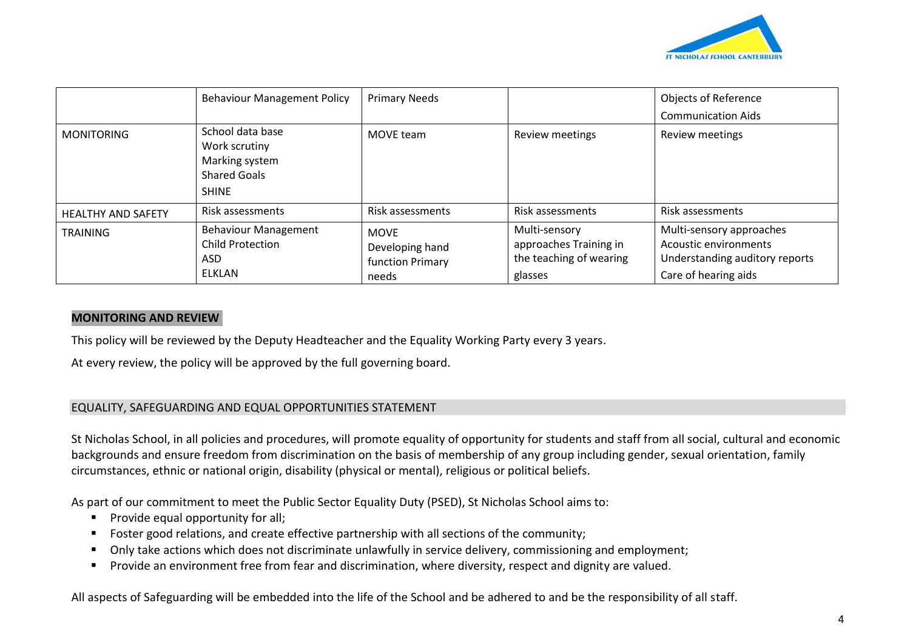| | Behaviour Management Policy | Primary Needs | | Objects of Reference<br>Communication Aids |
|---|---|---|---|---|
| MONITORING | School data base<br>Work scrutiny<br>Marking system<br>Shared Goals<br>SHINE | MOVE team | Review meetings | Review meetings |
| HEALTHY AND SAFETY | Risk assessments | Risk assessments | Risk assessments | Risk assessments |
| TRAINING | Behaviour Management<br>Child Protection<br>ASD<br>ELKLAN | MOVE<br>Developing hand function Primary needs | Multi-sensory approaches Training in the teaching of wearing glasses | Multi-sensory approaches<br>Acoustic environments<br>Understanding auditory reports<br>Care of hearing aids |

## MONITORING AND REVIEW

This policy will be reviewed by the Deputy Headteacher and the Equality Working Party every 3 years.

At every review, the policy will be approved by the full governing board.

## EQUALITY, SAFEGUARDING AND EQUAL OPPORTUNITIES STATEMENT

St Nicholas School, in all policies and procedures, will promote equality of opportunity for students and staff from all social, cultural and economic backgrounds and ensure freedom from discrimination on the basis of membership of any group including gender, sexual orientation, family circumstances, ethnic or national origin, disability (physical or mental), religious or political beliefs.

As part of our commitment to meet the Public Sector Equality Duty (PSED), St Nicholas School aims to:

- Provide equal opportunity for all;
- Foster good relations, and create effective partnership with all sections of the community;
- Only take actions which does not discriminate unlawfully in service delivery, commissioning and employment;
- Provide an environment free from fear and discrimination, where diversity, respect and dignity are valued.

All aspects of Safeguarding will be embedded into the life of the School and be adhered to and be the responsibility of all staff.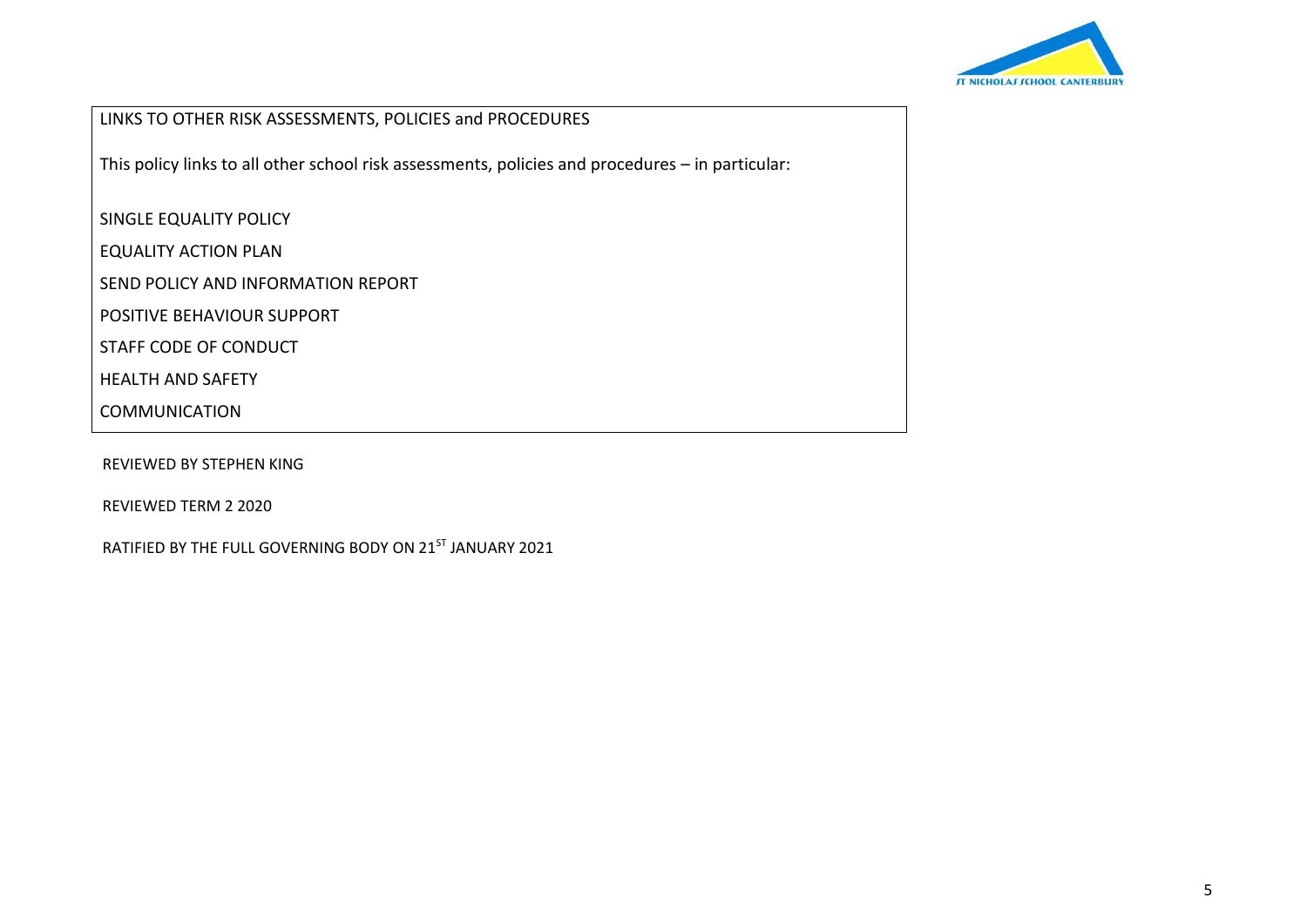LINKS TO OTHER RISK ASSESSMENTS, POLICIES and PROCEDURES

This policy links to all other school risk assessments, policies and procedures – in particular:

SINGLE EQUALITY POLICY

EQUALITY ACTION PLAN

SEND POLICY AND INFORMATION REPORT

POSITIVE BEHAVIOUR SUPPORT

STAFF CODE OF CONDUCT

HEALTH AND SAFETY

COMMUNICATION

REVIEWED BY STEPHEN KING

REVIEWED TERM 2 2020

RATIFIED BY THE FULL GOVERNING BODY ON 21ST JANUARY 2021